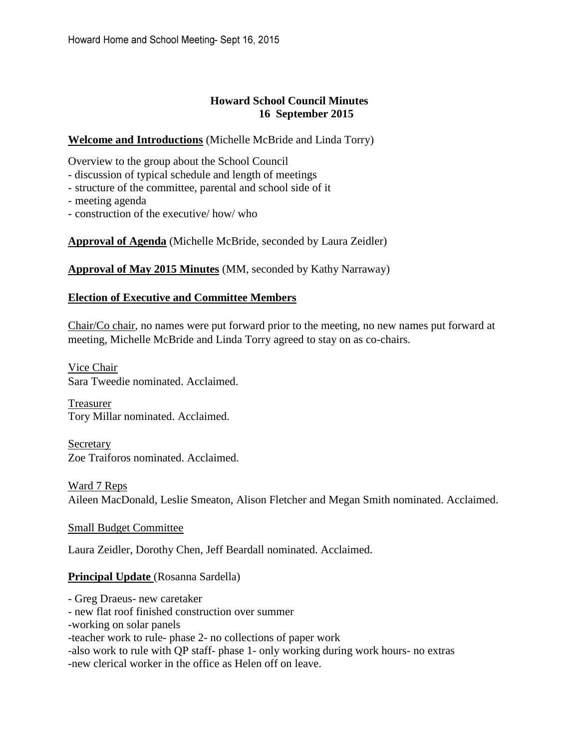# Howard School Council Minutes
## 16 September 2015

**Welcome and Introductions** (Michelle McBride and Linda Torry)

Overview to the group about the School Council
- discussion of typical schedule and length of meetings
- structure of the committee, parental and school side of it
- meeting agenda
- construction of the executive/ how/ who

**Approval of Agenda** (Michelle McBride, seconded by Laura Zeidler)

**Approval of May 2015 Minutes** (MM, seconded by Kathy Narraway)

**Election of Executive and Committee Members**

Chair/Co chair, no names were put forward prior to the meeting, no new names put forward at meeting, Michelle McBride and Linda Torry agreed to stay on as co-chairs.

Vice Chair
Sara Tweedie nominated. Acclaimed.

Treasurer
Tory Millar nominated. Acclaimed.

Secretary
Zoe Traiforos nominated. Acclaimed.

Ward 7 Reps
Aileen MacDonald, Leslie Smeaton, Alison Fletcher and Megan Smith nominated. Acclaimed.

Small Budget Committee

Laura Zeidler, Dorothy Chen, Jeff Beardall nominated. Acclaimed.

**Principal Update** (Rosanna Sardella)

- Greg Draeus- new caretaker
- new flat roof finished construction over summer
- working on solar panels
- teacher work to rule- phase 2- no collections of paper work
- also work to rule with QP staff- phase 1- only working during work hours- no extras
- new clerical worker in the office as Helen off on leave.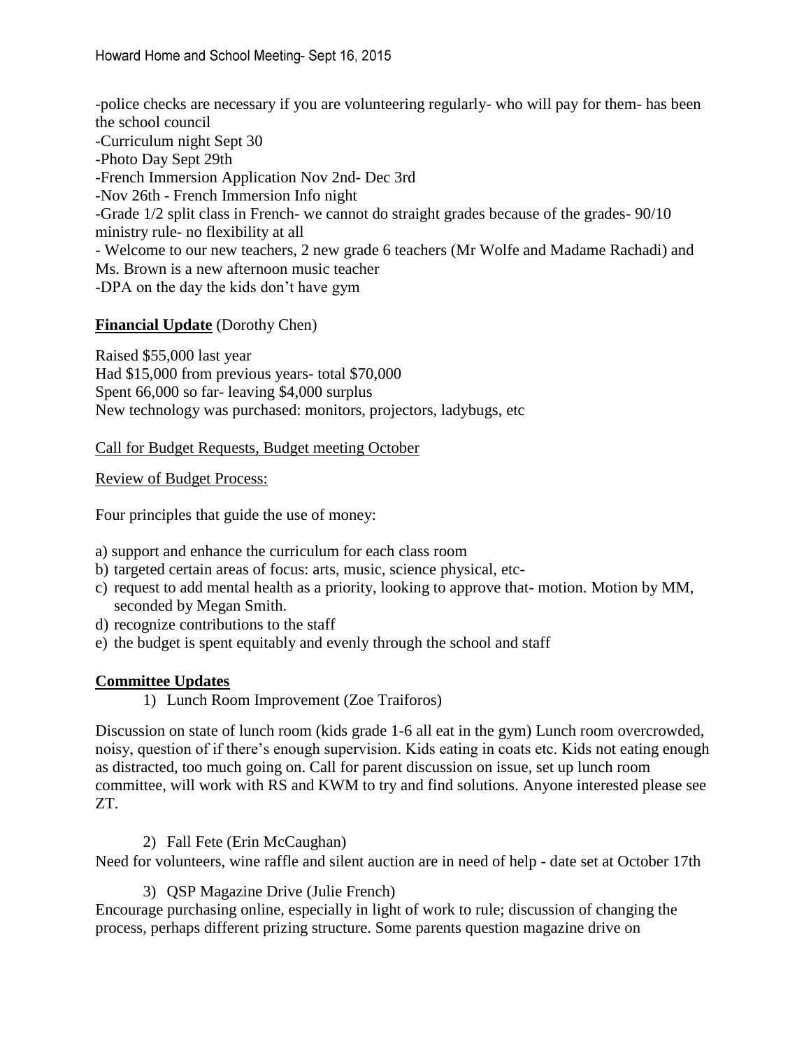-police checks are necessary if you are volunteering regularly- who will pay for them- has been the school council
-Curriculum night Sept 30
-Photo Day Sept 29th
-French Immersion Application Nov 2nd- Dec 3rd
-Nov 26th - French Immersion Info night
-Grade 1/2 split class in French- we cannot do straight grades because of the grades- 90/10 ministry rule- no flexibility at all
- Welcome to our new teachers, 2 new grade 6 teachers (Mr Wolfe and Madame Rachadi) and Ms. Brown is a new afternoon music teacher
-DPA on the day the kids don't have gym

**Financial Update** (Dorothy Chen)

Raised $55,000 last year
Had $15,000 from previous years- total $70,000
Spent 66,000 so far- leaving $4,000 surplus
New technology was purchased: monitors, projectors, ladybugs, etc

Call for Budget Requests, Budget meeting October

Review of Budget Process:

Four principles that guide the use of money:

a) support and enhance the curriculum for each class room
b) targeted certain areas of focus: arts, music, science physical, etc-
c) request to add mental health as a priority, looking to approve that- motion. Motion by MM, seconded by Megan Smith.
d) recognize contributions to the staff
e) the budget is spent equitably and evenly through the school and staff

**Committee Updates**

1) Lunch Room Improvement (Zoe Traiforos)

Discussion on state of lunch room (kids grade 1-6 all eat in the gym) Lunch room overcrowded, noisy, question of if there's enough supervision. Kids eating in coats etc. Kids not eating enough as distracted, too much going on. Call for parent discussion on issue, set up lunch room committee, will work with RS and KWM to try and find solutions. Anyone interested please see ZT.

2) Fall Fete (Erin McCaughan)

Need for volunteers, wine raffle and silent auction are in need of help - date set at October 17th

3) QSP Magazine Drive (Julie French)

Encourage purchasing online, especially in light of work to rule; discussion of changing the process, perhaps different prizing structure. Some parents question magazine drive on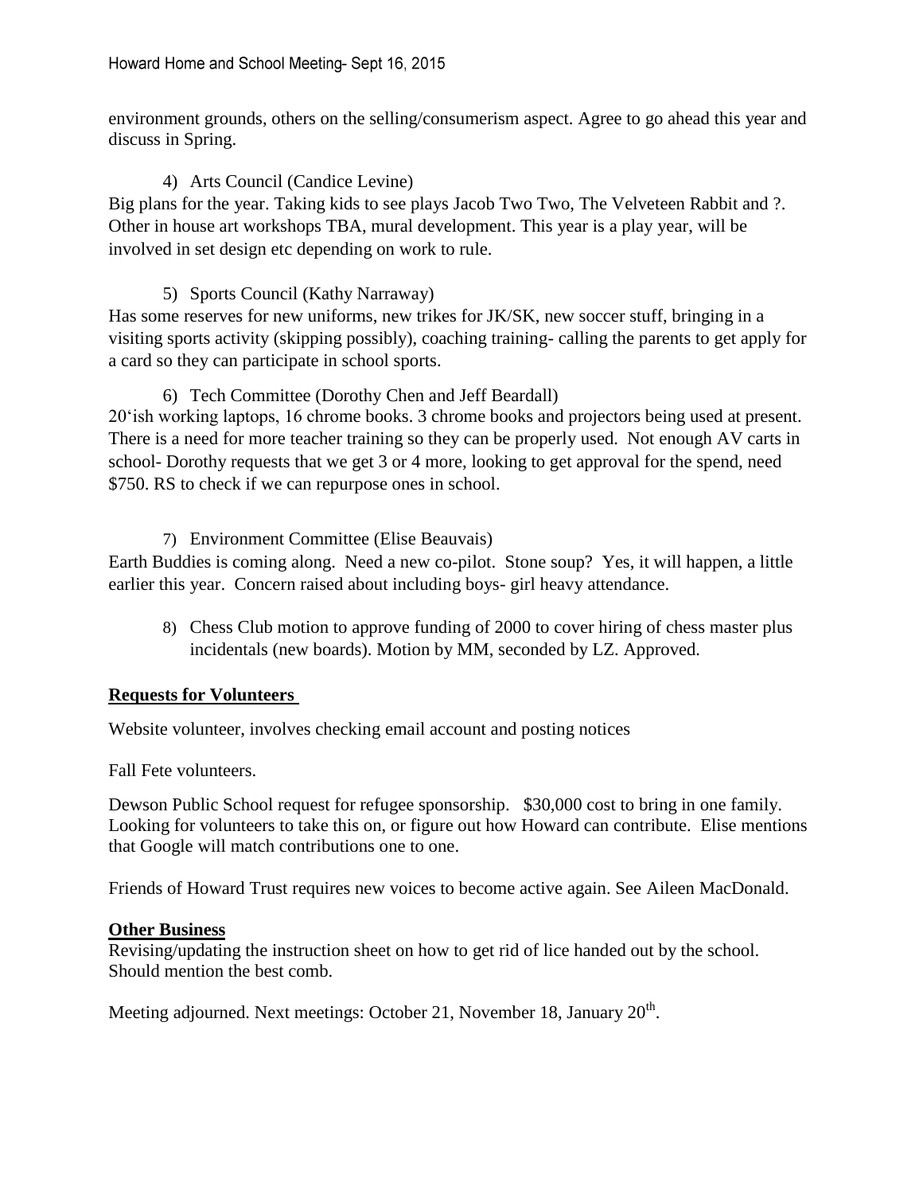environment grounds, others on the selling/consumerism aspect. Agree to go ahead this year and discuss in Spring.

4) Arts Council (Candice Levine)

Big plans for the year. Taking kids to see plays Jacob Two Two, The Velveteen Rabbit and ?. Other in house art workshops TBA, mural development. This year is a play year, will be involved in set design etc depending on work to rule.

5) Sports Council (Kathy Narraway)

Has some reserves for new uniforms, new trikes for JK/SK, new soccer stuff, bringing in a visiting sports activity (skipping possibly), coaching training- calling the parents to get apply for a card so they can participate in school sports.

6) Tech Committee (Dorothy Chen and Jeff Beardall)

20'ish working laptops, 16 chrome books. 3 chrome books and projectors being used at present. There is a need for more teacher training so they can be properly used. Not enough AV carts in school- Dorothy requests that we get 3 or 4 more, looking to get approval for the spend, need $750. RS to check if we can repurpose ones in school.

7) Environment Committee (Elise Beauvais)

Earth Buddies is coming along. Need a new co-pilot. Stone soup? Yes, it will happen, a little earlier this year. Concern raised about including boys- girl heavy attendance.

8) Chess Club motion to approve funding of 2000 to cover hiring of chess master plus incidentals (new boards). Motion by MM, seconded by LZ. Approved.

**Requests for Volunteers**

Website volunteer, involves checking email account and posting notices

Fall Fete volunteers.

Dewson Public School request for refugee sponsorship. $30,000 cost to bring in one family. Looking for volunteers to take this on, or figure out how Howard can contribute. Elise mentions that Google will match contributions one to one.

Friends of Howard Trust requires new voices to become active again. See Aileen MacDonald.

**Other Business**

Revising/updating the instruction sheet on how to get rid of lice handed out by the school. Should mention the best comb.

Meeting adjourned. Next meetings: October 21, November 18, January 20th.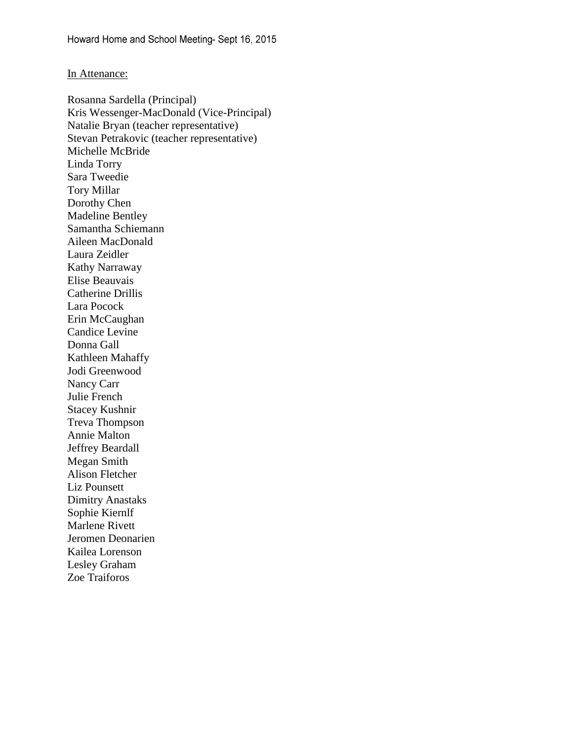Howard Home and School Meeting- Sept 16, 2015

<u>In Attenance:</u>

Rosanna Sardella (Principal)
Kris Wessenger-MacDonald (Vice-Principal)
Natalie Bryan (teacher representative)
Stevan Petrakovic (teacher representative)
Michelle McBride
Linda Torry
Sara Tweedie
Tory Millar
Dorothy Chen
Madeline Bentley
Samantha Schiemann
Aileen MacDonald
Laura Zeidler
Kathy Narraway
Elise Beauvais
Catherine Drillis
Lara Pocock
Erin McCaughan
Candice Levine
Donna Gall
Kathleen Mahaffy
Jodi Greenwood
Nancy Carr
Julie French
Stacey Kushnir
Treva Thompson
Annie Malton
Jeffrey Beardall
Megan Smith
Alison Fletcher
Liz Pounsett
Dimitry Anastaks
Sophie Kiernlf
Marlene Rivett
Jeromen Deonarien
Kailea Lorenson
Lesley Graham
Zoe Traiforos